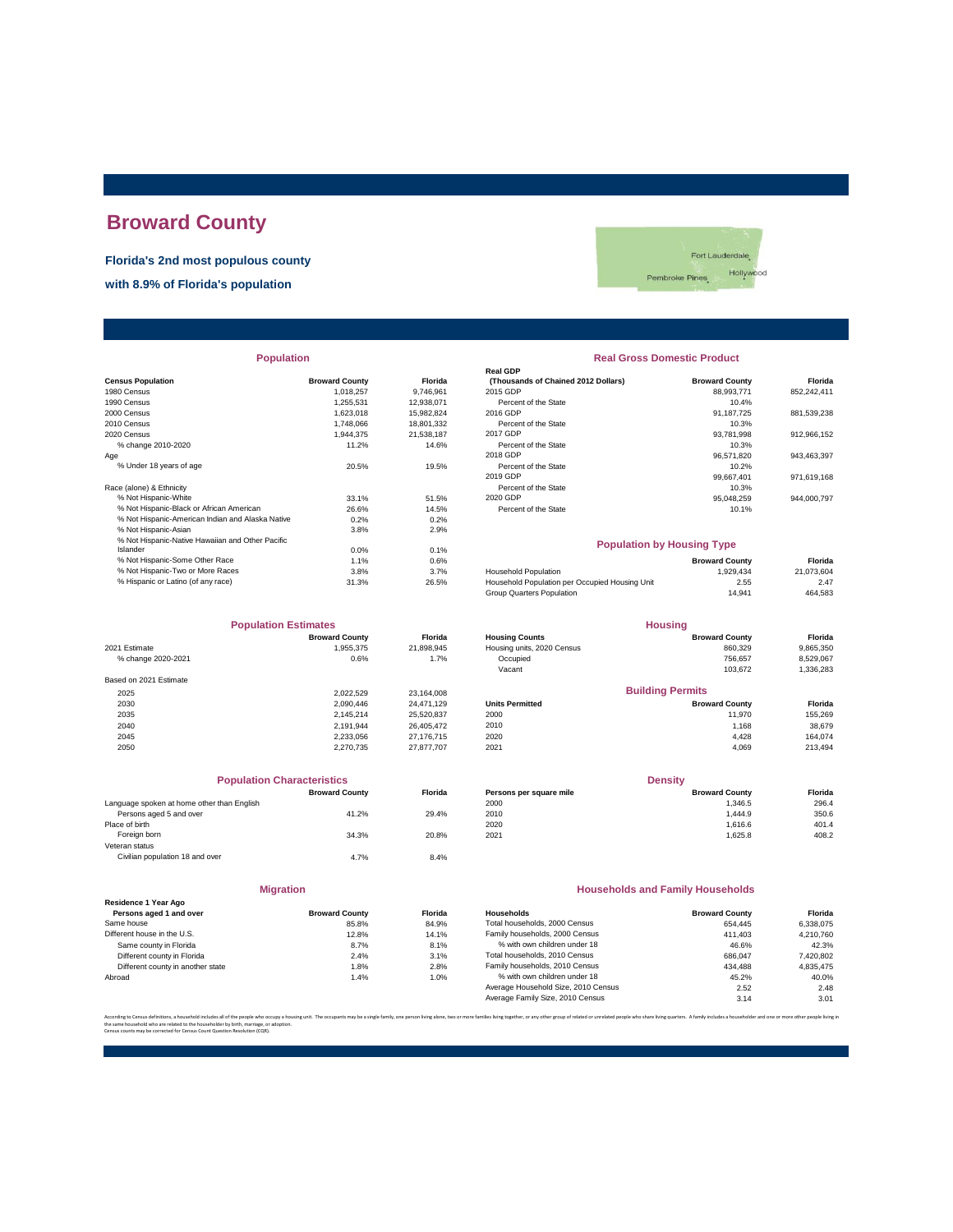# Broward County

**Florida's 2nd most populous county**

**with 8.9% of Florida's population**

## Population

| Census Population | Broward County | Florida |
|---|---|---|
| 1980 Census | 1,018,257 | 9,746,961 |
| 1990 Census | 1,255,531 | 12,938,071 |
| 2000 Census | 1,623,018 | 15,982,824 |
| 2010 Census | 1,748,066 | 18,801,332 |
| 2020 Census | 1,944,375 | 21,538,187 |
| % change 2010-2020 | 11.2% | 14.6% |
| Age | | |
| % Under 18 years of age | 20.5% | 19.5% |
| Race (alone) & Ethnicity | | |
| % Not Hispanic-White | 33.1% | 51.5% |
| % Not Hispanic-Black or African American | 26.6% | 14.5% |
| % Not Hispanic-American Indian and Alaska Native | 0.2% | 0.2% |
| % Not Hispanic-Asian | 3.8% | 2.9% |
| % Not Hispanic-Native Hawaiian and Other Pacific Islander | 0.0% | 0.1% |
| % Not Hispanic-Some Other Race | 1.1% | 0.6% |
| % Not Hispanic-Two or More Races | 3.8% | 3.7% |
| % Hispanic or Latino (of any race) | 31.3% | 26.5% |

## Real Gross Domestic Product

| Real GDP (Thousands of Chained 2012 Dollars) | Broward County | Florida |
|---|---|---|
| 2015 GDP | 88,993,771 | 852,242,411 |
| Percent of the State | 10.4% | |
| 2016 GDP | 91,187,725 | 881,539,238 |
| Percent of the State | 10.3% | |
| 2017 GDP | 93,781,998 | 912,966,152 |
| Percent of the State | 10.3% | |
| 2018 GDP | 96,571,820 | 943,463,397 |
| Percent of the State | 10.2% | |
| 2019 GDP | 99,667,401 | 971,619,168 |
| Percent of the State | 10.3% | |
| 2020 GDP | 95,048,259 | 944,000,797 |
| Percent of the State | 10.1% | |

## Population by Housing Type

| | Broward County | Florida |
|---|---|---|
| Household Population | 1,929,434 | 21,073,604 |
| Household Population per Occupied Housing Unit | 2.55 | 2.47 |
| Group Quarters Population | 14,941 | 464,583 |

## Population Estimates

| | Broward County | Florida |
|---|---|---|
| 2021 Estimate | 1,955,375 | 21,898,945 |
| % change 2020-2021 | 0.6% | 1.7% |
| Based on 2021 Estimate | | |
| 2025 | 2,022,529 | 23,164,008 |
| 2030 | 2,090,446 | 24,471,129 |
| 2035 | 2,145,214 | 25,520,837 |
| 2040 | 2,191,944 | 26,405,472 |
| 2045 | 2,233,056 | 27,176,715 |
| 2050 | 2,270,735 | 27,877,707 |

## Housing

| Housing Counts | Broward County | Florida |
|---|---|---|
| Housing units, 2020 Census | 860,329 | 9,865,350 |
| Occupied | 756,657 | 8,529,067 |
| Vacant | 103,672 | 1,336,283 |

## Building Permits

| Units Permitted | Broward County | Florida |
|---|---|---|
| 2000 | 11,970 | 155,269 |
| 2010 | 1,168 | 38,679 |
| 2020 | 4,428 | 164,074 |
| 2021 | 4,069 | 213,494 |

## Population Characteristics

| | Broward County | Florida |
|---|---|---|
| Language spoken at home other than English | | |
| Persons aged 5 and over | 41.2% | 29.4% |
| Place of birth | | |
| Foreign born | 34.3% | 20.8% |
| Veteran status | | |
| Civilian population 18 and over | 4.7% | 8.4% |

## Density

| Persons per square mile | Broward County | Florida |
|---|---|---|
| 2000 | 1,346.5 | 296.4 |
| 2010 | 1,444.9 | 350.6 |
| 2020 | 1,616.6 | 401.4 |
| 2021 | 1,625.8 | 408.2 |

## Migration

| Residence 1 Year Ago — Persons aged 1 and over | Broward County | Florida |
|---|---|---|
| Same house | 85.8% | 84.9% |
| Different house in the U.S. | 12.8% | 14.1% |
| Same county in Florida | 8.7% | 8.1% |
| Different county in Florida | 2.4% | 3.1% |
| Different county in another state | 1.8% | 2.8% |
| Abroad | 1.4% | 1.0% |

## Households and Family Households

| Households | Broward County | Florida |
|---|---|---|
| Total households, 2000 Census | 654,445 | 6,338,075 |
| Family households, 2000 Census | 411,403 | 4,210,760 |
| % with own children under 18 | 46.6% | 42.3% |
| Total households, 2010 Census | 686,047 | 7,420,802 |
| Family households, 2010 Census | 434,488 | 4,835,475 |
| % with own children under 18 | 45.2% | 40.0% |
| Average Household Size, 2010 Census | 2.52 | 2.48 |
| Average Family Size, 2010 Census | 3.14 | 3.01 |

According to Census definitions, a household includes all of the people who occupy a housing unit. The occupants may be a single family, one person living alone, two or more families living together, or any other group of related or unrelated people who share living quarters. A family includes a householder and one or more other people living in the same household who are related to the householder by birth, marriage, or adoption.
Census counts may be corrected for Census Count Question Resolution (CQR).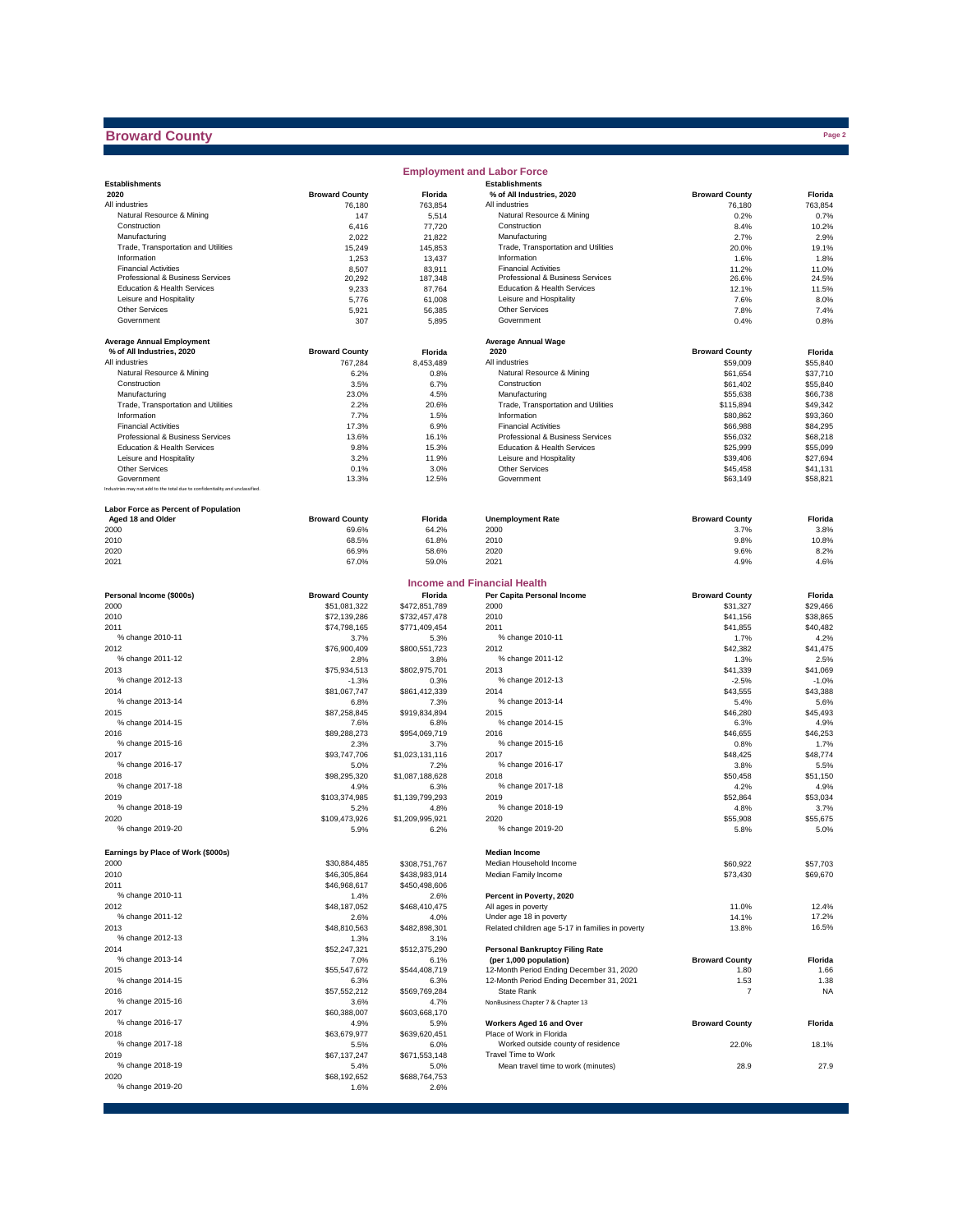# Broward County

## Employment and Labor Force

| Establishments 2020 | Broward County | Florida |
|---|---|---|
| All industries | 76,180 | 763,854 |
| Natural Resource & Mining | 147 | 5,514 |
| Construction | 6,416 | 77,720 |
| Manufacturing | 2,022 | 21,822 |
| Trade, Transportation and Utilities | 15,249 | 145,853 |
| Information | 1,253 | 13,437 |
| Financial Activities | 8,507 | 83,911 |
| Professional & Business Services | 20,292 | 187,348 |
| Education & Health Services | 9,233 | 87,764 |
| Leisure and Hospitality | 5,776 | 61,008 |
| Other Services | 5,921 | 56,385 |
| Government | 307 | 5,895 |

| Establishments % of All Industries, 2020 | Broward County | Florida |
|---|---|---|
| All industries | 76,180 | 763,854 |
| Natural Resource & Mining | 0.2% | 0.7% |
| Construction | 8.4% | 10.2% |
| Manufacturing | 2.7% | 2.9% |
| Trade, Transportation and Utilities | 20.0% | 19.1% |
| Information | 1.6% | 1.8% |
| Financial Activities | 11.2% | 11.0% |
| Professional & Business Services | 26.6% | 24.5% |
| Education & Health Services | 12.1% | 11.5% |
| Leisure and Hospitality | 7.6% | 8.0% |
| Other Services | 7.8% | 7.4% |
| Government | 0.4% | 0.8% |

| Average Annual Employment % of All Industries, 2020 | Broward County | Florida |
|---|---|---|
| All industries | 767,284 | 8,453,489 |
| Natural Resource & Mining | 6.2% | 0.8% |
| Construction | 3.5% | 6.7% |
| Manufacturing | 23.0% | 4.5% |
| Trade, Transportation and Utilities | 2.2% | 20.6% |
| Information | 7.7% | 1.5% |
| Financial Activities | 17.3% | 6.9% |
| Professional & Business Services | 13.6% | 16.1% |
| Education & Health Services | 9.8% | 15.3% |
| Leisure and Hospitality | 3.2% | 11.9% |
| Other Services | 0.1% | 3.0% |
| Government | 13.3% | 12.5% |

Industries may not add to the total due to confidentiality and unclassified.

| Average Annual Wage 2020 | Broward County | Florida |
|---|---|---|
| All industries | $59,009 | $55,840 |
| Natural Resource & Mining | $61,654 | $37,710 |
| Construction | $61,402 | $55,840 |
| Manufacturing | $55,638 | $66,738 |
| Trade, Transportation and Utilities | $115,894 | $49,342 |
| Information | $80,862 | $93,360 |
| Financial Activities | $66,988 | $84,295 |
| Professional & Business Services | $56,032 | $68,218 |
| Education & Health Services | $25,999 | $55,099 |
| Leisure and Hospitality | $39,406 | $27,694 |
| Other Services | $45,458 | $41,131 |
| Government | $63,149 | $58,821 |

| Labor Force as Percent of Population Aged 18 and Older | Broward County | Florida |
|---|---|---|
| 2000 | 69.6% | 64.2% |
| 2010 | 68.5% | 61.8% |
| 2020 | 66.9% | 58.6% |
| 2021 | 67.0% | 59.0% |

| Unemployment Rate | Broward County | Florida |
|---|---|---|
| 2000 | 3.7% | 3.8% |
| 2010 | 9.8% | 10.8% |
| 2020 | 9.6% | 8.2% |
| 2021 | 4.9% | 4.6% |

## Income and Financial Health

| Personal Income ($000s) | Broward County | Florida |
|---|---|---|
| 2000 | $51,081,322 | $472,851,789 |
| 2010 | $72,139,286 | $732,457,478 |
| 2011 | $74,798,165 | $771,409,454 |
| % change 2010-11 | 3.7% | 5.3% |
| 2012 | $76,900,409 | $800,551,723 |
| % change 2011-12 | 2.8% | 3.8% |
| 2013 | $75,934,513 | $802,975,701 |
| % change 2012-13 | -1.3% | 0.3% |
| 2014 | $81,067,747 | $861,412,339 |
| % change 2013-14 | 6.8% | 7.3% |
| 2015 | $87,258,845 | $919,834,894 |
| % change 2014-15 | 7.6% | 6.8% |
| 2016 | $89,288,273 | $954,069,719 |
| % change 2015-16 | 2.3% | 3.7% |
| 2017 | $93,747,706 | $1,023,131,116 |
| % change 2016-17 | 5.0% | 7.2% |
| 2018 | $98,295,320 | $1,087,188,628 |
| % change 2017-18 | 4.9% | 6.3% |
| 2019 | $103,374,985 | $1,139,799,293 |
| % change 2018-19 | 5.2% | 4.8% |
| 2020 | $109,473,926 | $1,209,995,921 |
| % change 2019-20 | 5.9% | 6.2% |

| Per Capita Personal Income | Broward County | Florida |
|---|---|---|
| 2000 | $31,327 | $29,466 |
| 2010 | $41,156 | $38,865 |
| 2011 | $41,855 | $40,482 |
| % change 2010-11 | 1.7% | 4.2% |
| 2012 | $42,382 | $41,475 |
| % change 2011-12 | 1.3% | 2.5% |
| 2013 | $41,339 | $41,069 |
| % change 2012-13 | -2.5% | -1.0% |
| 2014 | $43,555 | $43,388 |
| % change 2013-14 | 5.4% | 5.6% |
| 2015 | $46,280 | $45,493 |
| % change 2014-15 | 6.3% | 4.9% |
| 2016 | $46,655 | $46,253 |
| % change 2015-16 | 0.8% | 1.7% |
| 2017 | $48,425 | $48,774 |
| % change 2016-17 | 3.8% | 5.5% |
| 2018 | $50,458 | $51,150 |
| % change 2017-18 | 4.2% | 4.9% |
| 2019 | $52,864 | $53,034 |
| % change 2018-19 | 4.8% | 3.7% |
| 2020 | $55,908 | $55,675 |
| % change 2019-20 | 5.8% | 5.0% |

| Earnings by Place of Work ($000s) | Broward County | Florida |
|---|---|---|
| 2000 | $30,884,485 | $308,751,767 |
| 2010 | $46,305,864 | $438,983,914 |
| 2011 | $46,968,617 | $450,498,606 |
| % change 2010-11 | 1.4% | 2.6% |
| 2012 | $48,187,052 | $468,410,475 |
| % change 2011-12 | 2.6% | 4.0% |
| 2013 | $48,810,563 | $482,898,301 |
| % change 2012-13 | 1.3% | 3.1% |
| 2014 | $52,247,321 | $512,375,290 |
| % change 2013-14 | 7.0% | 6.1% |
| 2015 | $55,547,672 | $544,408,719 |
| % change 2014-15 | 6.3% | 6.3% |
| 2016 | $57,552,212 | $569,769,284 |
| % change 2015-16 | 3.6% | 4.7% |
| 2017 | $60,388,007 | $603,668,170 |
| % change 2016-17 | 4.9% | 5.9% |
| 2018 | $63,679,977 | $639,620,451 |
| % change 2017-18 | 5.5% | 6.0% |
| 2019 | $67,137,247 | $671,553,148 |
| % change 2018-19 | 5.4% | 5.0% |
| 2020 | $68,192,652 | $688,764,753 |
| % change 2019-20 | 1.6% | 2.6% |

| Median Income | Broward County | Florida |
|---|---|---|
| Median Household Income | $60,922 | $57,703 |
| Median Family Income | $73,430 | $69,670 |

| Percent in Poverty, 2020 | Broward County | Florida |
|---|---|---|
| All ages in poverty | 11.0% | 12.4% |
| Under age 18 in poverty | 14.1% | 17.2% |
| Related children age 5-17 in families in poverty | 13.8% | 16.5% |

| Personal Bankruptcy Filing Rate (per 1,000 population) | Broward County | Florida |
|---|---|---|
| 12-Month Period Ending December 31, 2020 | 1.80 | 1.66 |
| 12-Month Period Ending December 31, 2021 | 1.53 | 1.38 |
| State Rank | 7 | NA |

NonBusiness Chapter 7 & Chapter 13

| Workers Aged 16 and Over | Broward County | Florida |
|---|---|---|
| Place of Work in Florida | | |
| Worked outside county of residence | 22.0% | 18.1% |
| Travel Time to Work | | |
| Mean travel time to work (minutes) | 28.9 | 27.9 |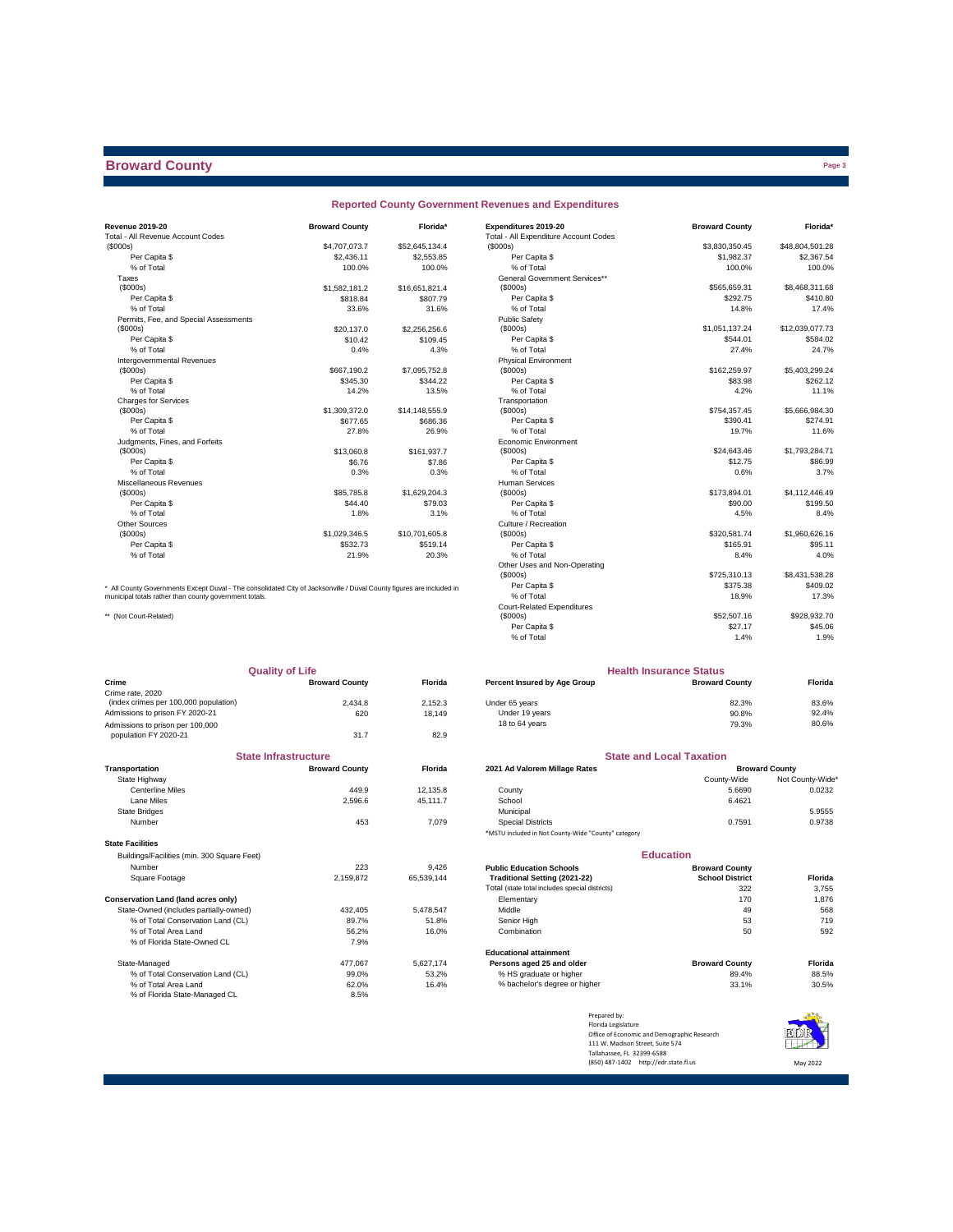# Broward County

## Reported County Government Revenues and Expenditures

| Revenue 2019-20 | Broward County | Florida* |
|---|---|---|
| Total - All Revenue Account Codes | | |
| ($000s) | $4,707,073.7 | $52,645,134.4 |
| Per Capita $ | $2,436.11 | $2,553.85 |
| % of Total | 100.0% | 100.0% |
| Taxes | | |
| ($000s) | $1,582,181.2 | $16,651,821.4 |
| Per Capita $ | $818.84 | $807.79 |
| % of Total | 33.6% | 31.6% |
| Permits, Fee, and Special Assessments | | |
| ($000s) | $20,137.0 | $2,256,256.6 |
| Per Capita $ | $10.42 | $109.45 |
| % of Total | 0.4% | 4.3% |
| Intergovernmental Revenues | | |
| ($000s) | $667,190.2 | $7,095,752.8 |
| Per Capita $ | $345.30 | $344.22 |
| % of Total | 14.2% | 13.5% |
| Charges for Services | | |
| ($000s) | $1,309,372.0 | $14,148,555.9 |
| Per Capita $ | $677.65 | $686.36 |
| % of Total | 27.8% | 26.9% |
| Judgments, Fines, and Forfeits | | |
| ($000s) | $13,060.8 | $161,937.7 |
| Per Capita $ | $6.76 | $7.86 |
| % of Total | 0.3% | 0.3% |
| Miscellaneous Revenues | | |
| ($000s) | $85,785.8 | $1,629,204.3 |
| Per Capita $ | $44.40 | $79.03 |
| % of Total | 1.8% | 3.1% |
| Other Sources | | |
| ($000s) | $1,029,346.5 | $10,701,605.8 |
| Per Capita $ | $532.73 | $519.14 |
| % of Total | 21.9% | 20.3% |

\* All County Governments Except Duval - The consolidated City of Jacksonville / Duval County figures are included in municipal totals rather than county government totals.

\** (Not Court-Related)

| Expenditures 2019-20 | Broward County | Florida* |
|---|---|---|
| Total - All Expenditure Account Codes | | |
| ($000s) | $3,830,350.45 | $48,804,501.28 |
| Per Capita $ | $1,982.37 | $2,367.54 |
| % of Total | 100.0% | 100.0% |
| General Government Services** | | |
| ($000s) | $565,659.31 | $8,468,311.68 |
| Per Capita $ | $292.75 | $410.80 |
| % of Total | 14.8% | 17.4% |
| Public Safety | | |
| ($000s) | $1,051,137.24 | $12,039,077.73 |
| Per Capita $ | $544.01 | $584.02 |
| % of Total | 27.4% | 24.7% |
| Physical Environment | | |
| ($000s) | $162,259.97 | $5,403,299.24 |
| Per Capita $ | $83.98 | $262.12 |
| % of Total | 4.2% | 11.1% |
| Transportation | | |
| ($000s) | $754,357.45 | $5,666,984.30 |
| Per Capita $ | $390.41 | $274.91 |
| % of Total | 19.7% | 11.6% |
| Economic Environment | | |
| ($000s) | $24,643.46 | $1,793,284.71 |
| Per Capita $ | $12.75 | $86.99 |
| % of Total | 0.6% | 3.7% |
| Human Services | | |
| ($000s) | $173,894.01 | $4,112,446.49 |
| Per Capita $ | $90.00 | $199.50 |
| % of Total | 4.5% | 8.4% |
| Culture / Recreation | | |
| ($000s) | $320,581.74 | $1,960,626.16 |
| Per Capita $ | $165.91 | $95.11 |
| % of Total | 8.4% | 4.0% |
| Other Uses and Non-Operating | | |
| ($000s) | $725,310.13 | $8,431,538.28 |
| Per Capita $ | $375.38 | $409.02 |
| % of Total | 18.9% | 17.3% |
| Court-Related Expenditures | | |
| ($000s) | $52,507.16 | $928,932.70 |
| Per Capita $ | $27.17 | $45.06 |
| % of Total | 1.4% | 1.9% |

## Quality of Life

| Crime | Broward County | Florida |
|---|---|---|
| Crime rate, 2020 (index crimes per 100,000 population) | 2,434.8 | 2,152.3 |
| Admissions to prison FY 2020-21 | 620 | 18,149 |
| Admissions to prison per 100,000 population FY 2020-21 | 31.7 | 82.9 |

## Health Insurance Status

| Percent Insured by Age Group | Broward County | Florida |
|---|---|---|
| Under 65 years | 82.3% | 83.6% |
| Under 19 years | 90.8% | 92.4% |
| 18 to 64 years | 79.3% | 80.6% |

## State Infrastructure

| Transportation | Broward County | Florida |
|---|---|---|
| State Highway | | |
| Centerline Miles | 449.9 | 12,135.8 |
| Lane Miles | 2,596.6 | 45,111.7 |
| State Bridges | | |
| Number | 453 | 7,079 |

| State Facilities | Broward County | Florida |
|---|---|---|
| Buildings/Facilities (min. 300 Square Feet) | | |
| Number | 223 | 9,426 |
| Square Footage | 2,159,872 | 65,539,144 |

| Conservation Land (land acres only) | Broward County | Florida |
|---|---|---|
| State-Owned (includes partially-owned) | 432,405 | 5,478,547 |
| % of Total Conservation Land (CL) | 89.7% | 51.8% |
| % of Total Area Land | 56.2% | 16.0% |
| % of Florida State-Owned CL | 7.9% | |
| State-Managed | 477,067 | 5,627,174 |
| % of Total Conservation Land (CL) | 99.0% | 53.2% |
| % of Total Area Land | 62.0% | 16.4% |
| % of Florida State-Managed CL | 8.5% | |

## State and Local Taxation

| 2021 Ad Valorem Millage Rates | Broward County County-Wide | Broward County Not County-Wide* |
|---|---|---|
| County | 5.6690 | 0.0232 |
| School | 6.4621 | |
| Municipal | | 5.9555 |
| Special Districts | 0.7591 | 0.9738 |

*MSTU included in Not County-Wide "County" category

## Education

| Public Education Schools Traditional Setting (2021-22) | Broward County School District | Florida |
|---|---|---|
| Total (state total includes special districts) | 322 | 3,755 |
| Elementary | 170 | 1,876 |
| Middle | 49 | 568 |
| Senior High | 53 | 719 |
| Combination | 50 | 592 |

| Educational attainment Persons aged 25 and older | Broward County | Florida |
|---|---|---|
| % HS graduate or higher | 89.4% | 88.5% |
| % bachelor's degree or higher | 33.1% | 30.5% |

Prepared by:
Florida Legislature
Office of Economic and Demographic Research
111 W. Madison Street, Suite 574
Tallahassee, FL 32399-6588
(850) 487-1402 http://edr.state.fl.us

May 2022